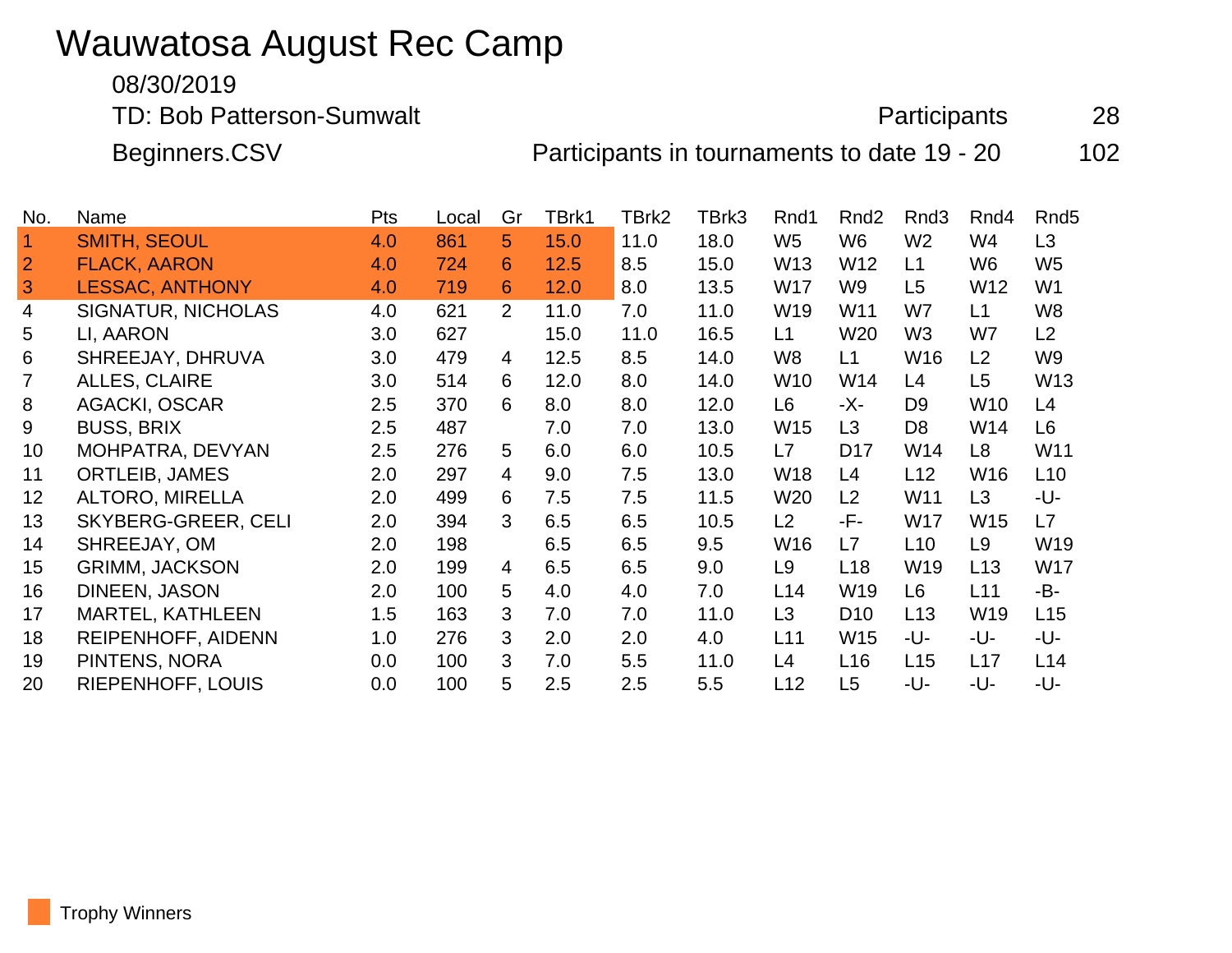# Wauwatosa August Rec Camp

08/30/2019

TD: Bob Patterson-Sumwalt — Participants 28

Beginners.CSV — Participants in tournaments to date 19 - 20 — 102

| No. | Name | Pts | Local | Gr | TBrk1 | TBrk2 | TBrk3 | Rnd1 | Rnd2 | Rnd3 | Rnd4 | Rnd5 |
|---|---|---|---|---|---|---|---|---|---|---|---|---|
| 1 | SMITH, SEOUL | 4.0 | 861 | 5 | 15.0 | 11.0 | 18.0 | W5 | W6 | W2 | W4 | L3 |
| 2 | FLACK, AARON | 4.0 | 724 | 6 | 12.5 | 8.5 | 15.0 | W13 | W12 | L1 | W6 | W5 |
| 3 | LESSAC, ANTHONY | 4.0 | 719 | 6 | 12.0 | 8.0 | 13.5 | W17 | W9 | L5 | W12 | W1 |
| 4 | SIGNATUR, NICHOLAS | 4.0 | 621 | 2 | 11.0 | 7.0 | 11.0 | W19 | W11 | W7 | L1 | W8 |
| 5 | LI, AARON | 3.0 | 627 | | 15.0 | 11.0 | 16.5 | L1 | W20 | W3 | W7 | L2 |
| 6 | SHREEJAY, DHRUVA | 3.0 | 479 | 4 | 12.5 | 8.5 | 14.0 | W8 | L1 | W16 | L2 | W9 |
| 7 | ALLES, CLAIRE | 3.0 | 514 | 6 | 12.0 | 8.0 | 14.0 | W10 | W14 | L4 | L5 | W13 |
| 8 | AGACKI, OSCAR | 2.5 | 370 | 6 | 8.0 | 8.0 | 12.0 | L6 | -X- | D9 | W10 | L4 |
| 9 | BUSS, BRIX | 2.5 | 487 | | 7.0 | 7.0 | 13.0 | W15 | L3 | D8 | W14 | L6 |
| 10 | MOHPATRA, DEVYAN | 2.5 | 276 | 5 | 6.0 | 6.0 | 10.5 | L7 | D17 | W14 | L8 | W11 |
| 11 | ORTLEIB, JAMES | 2.0 | 297 | 4 | 9.0 | 7.5 | 13.0 | W18 | L4 | L12 | W16 | L10 |
| 12 | ALTORO, MIRELLA | 2.0 | 499 | 6 | 7.5 | 7.5 | 11.5 | W20 | L2 | W11 | L3 | -U- |
| 13 | SKYBERG-GREER, CELI | 2.0 | 394 | 3 | 6.5 | 6.5 | 10.5 | L2 | -F- | W17 | W15 | L7 |
| 14 | SHREEJAY, OM | 2.0 | 198 | | 6.5 | 6.5 | 9.5 | W16 | L7 | L10 | L9 | W19 |
| 15 | GRIMM, JACKSON | 2.0 | 199 | 4 | 6.5 | 6.5 | 9.0 | L9 | L18 | W19 | L13 | W17 |
| 16 | DINEEN, JASON | 2.0 | 100 | 5 | 4.0 | 4.0 | 7.0 | L14 | W19 | L6 | L11 | -B- |
| 17 | MARTEL, KATHLEEN | 1.5 | 163 | 3 | 7.0 | 7.0 | 11.0 | L3 | D10 | L13 | W19 | L15 |
| 18 | REIPENHOFF, AIDENN | 1.0 | 276 | 3 | 2.0 | 2.0 | 4.0 | L11 | W15 | -U- | -U- | -U- |
| 19 | PINTENS, NORA | 0.0 | 100 | 3 | 7.0 | 5.5 | 11.0 | L4 | L16 | L15 | L17 | L14 |
| 20 | RIEPENHOFF, LOUIS | 0.0 | 100 | 5 | 2.5 | 2.5 | 5.5 | L12 | L5 | -U- | -U- | -U- |

Trophy Winners (highlighted: rows 1–3)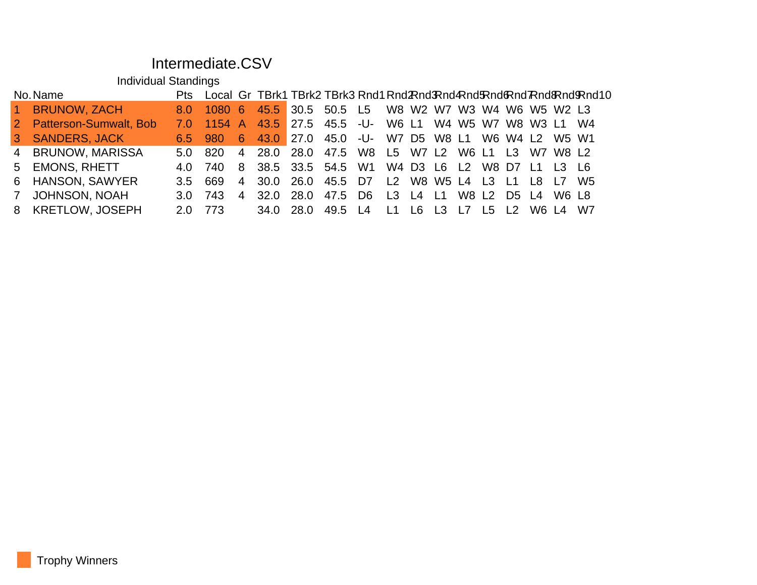# Intermediate.CSV

## Individual Standings

| No. | Name | Pts | Local | Gr | TBrk1 | TBrk2 | TBrk3 | Rnd1 | Rnd2 | Rnd3 | Rnd4 | Rnd5 | Rnd6 | Rnd7 | Rnd8 | Rnd9 | Rnd10 |
|---|---|---|---|---|---|---|---|---|---|---|---|---|---|---|---|---|---|
| 1 | BRUNOW, ZACH | 8.0 | 1080 | 6 | 45.5 | 30.5 | 50.5 | L5 | W8 | W2 | W7 | W3 | W4 | W6 | W5 | W2 | L3 |
| 2 | Patterson-Sumwalt, Bob | 7.0 | 1154 | A | 43.5 | 27.5 | 45.5 | -U- | W6 | L1 | W4 | W5 | W7 | W8 | W3 | L1 | W4 |
| 3 | SANDERS, JACK | 6.5 | 980 | 6 | 43.0 | 27.0 | 45.0 | -U- | W7 | D5 | W8 | L1 | W6 | W4 | L2 | W5 | W1 |
| 4 | BRUNOW, MARISSA | 5.0 | 820 | 4 | 28.0 | 28.0 | 47.5 | W8 | L5 | W7 | L2 | W6 | L1 | L3 | W7 | W8 | L2 |
| 5 | EMONS, RHETT | 4.0 | 740 | 8 | 38.5 | 33.5 | 54.5 | W1 | W4 | D3 | L6 | L2 | W8 | D7 | L1 | L3 | L6 |
| 6 | HANSON, SAWYER | 3.5 | 669 | 4 | 30.0 | 26.0 | 45.5 | D7 | L2 | W8 | W5 | L4 | L3 | L1 | L8 | L7 | W5 |
| 7 | JOHNSON, NOAH | 3.0 | 743 | 4 | 32.0 | 28.0 | 47.5 | D6 | L3 | L4 | L1 | W8 | L2 | D5 | L4 | W6 | L8 |
| 8 | KRETLOW, JOSEPH | 2.0 | 773 | | 34.0 | 28.0 | 49.5 | L4 | L1 | L6 | L3 | L7 | L5 | L2 | W6 | L4 | W7 |

Trophy Winners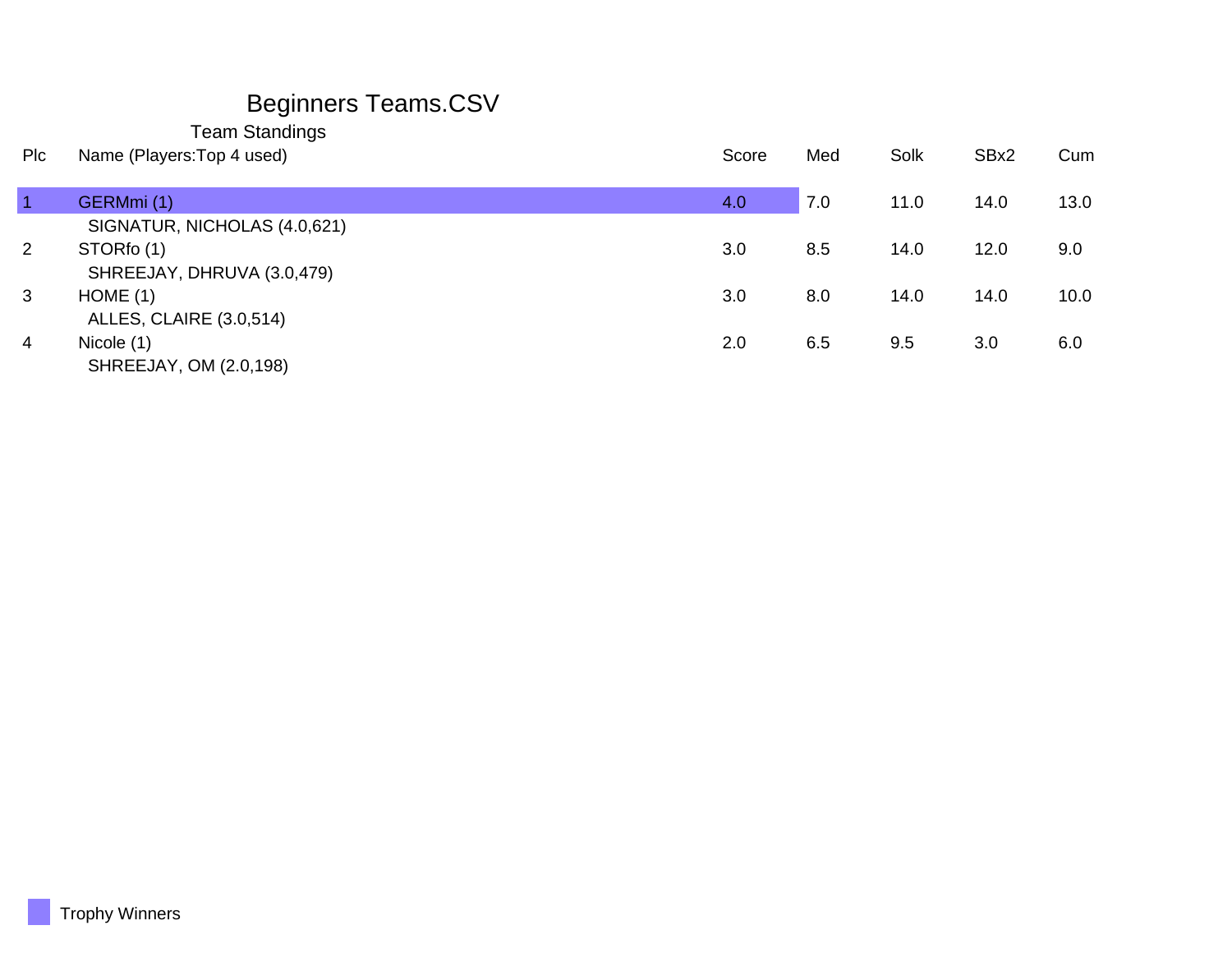# Beginners Teams.CSV

## Team Standings

| Plc | Name (Players:Top 4 used) | Score | Med | Solk | SBx2 | Cum |
|---|---|---|---|---|---|---|
| 1 | GERMmi (1) | 4.0 | 7.0 | 11.0 | 14.0 | 13.0 |
| | SIGNATUR, NICHOLAS (4.0,621) | | | | | |
| 2 | STORfo (1) | 3.0 | 8.5 | 14.0 | 12.0 | 9.0 |
| | SHREEJAY, DHRUVA (3.0,479) | | | | | |
| 3 | HOME (1) | 3.0 | 8.0 | 14.0 | 14.0 | 10.0 |
| | ALLES, CLAIRE (3.0,514) | | | | | |
| 4 | Nicole (1) | 2.0 | 6.5 | 9.5 | 3.0 | 6.0 |
| | SHREEJAY, OM (2.0,198) | | | | | |

Trophy Winners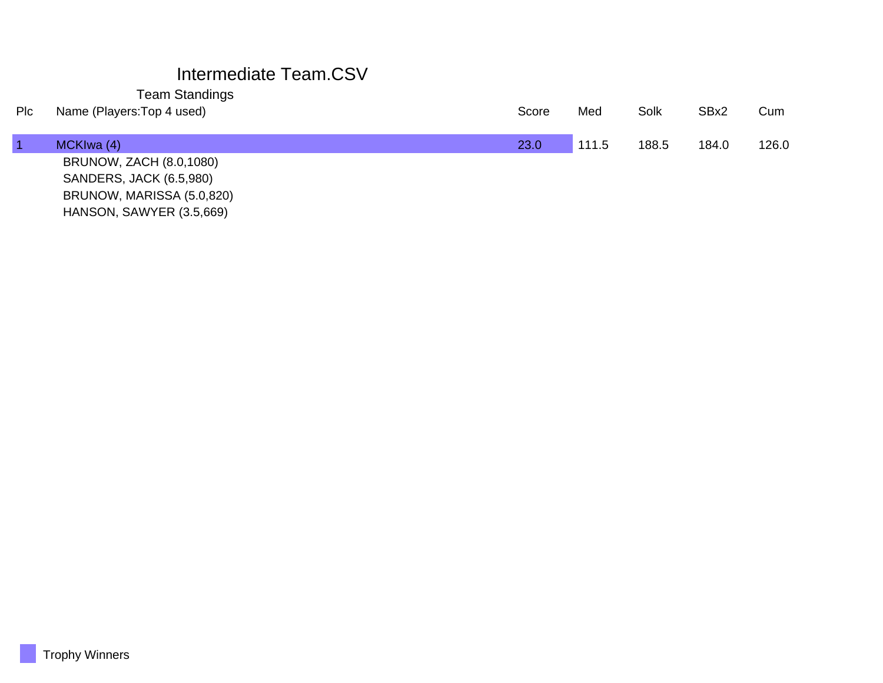# Intermediate Team.CSV

## Team Standings

| Plc | Name (Players:Top 4 used) | Score | Med | Solk | SBx2 | Cum |
|---|---|---|---|---|---|---|
| 1 | MCKIwa (4) | 23.0 | 111.5 | 188.5 | 184.0 | 126.0 |
| | BRUNOW, ZACH (8.0,1080) | | | | | |
| | SANDERS, JACK (6.5,980) | | | | | |
| | BRUNOW, MARISSA (5.0,820) | | | | | |
| | HANSON, SAWYER (3.5,669) | | | | | |

Trophy Winners